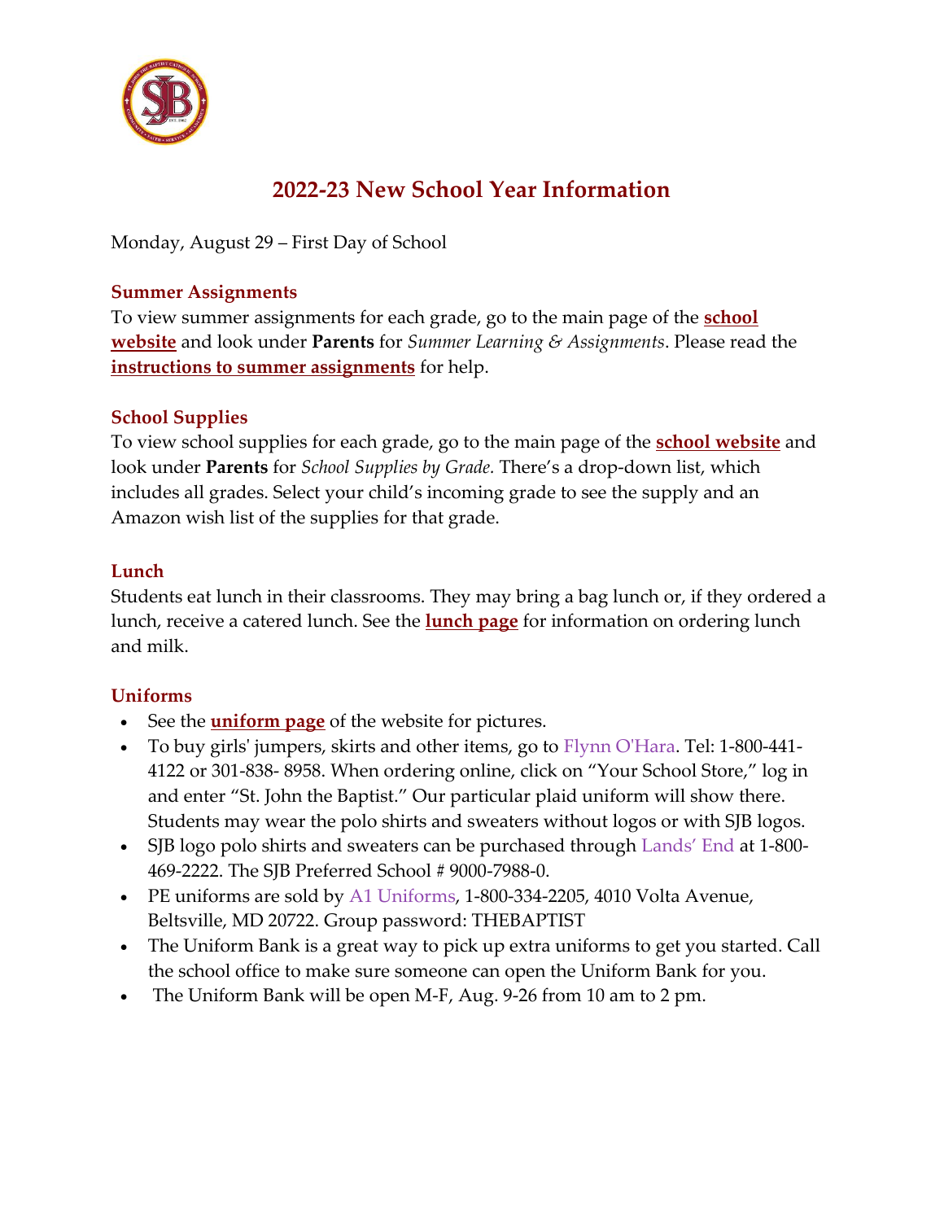# 2022-23 New School Year Information

Monday, August 29 – First Day of School

### Summer Assignments

To view summer assignments for each grade, go to the main page of the **school website** and look under **Parents** for *Summer Learning & Assignments*. Please read the **instructions to summer assignments** for help.

### School Supplies

To view school supplies for each grade, go to the main page of the **school website** and look under **Parents** for *School Supplies by Grade*. There's a drop-down list, which includes all grades. Select your child's incoming grade to see the supply and an Amazon wish list of the supplies for that grade.

### Lunch

Students eat lunch in their classrooms. They may bring a bag lunch or, if they ordered a lunch, receive a catered lunch. See the **lunch page** for information on ordering lunch and milk.

### Uniforms

- See the **uniform page** of the website for pictures.
- To buy girls' jumpers, skirts and other items, go to Flynn O'Hara. Tel: 1-800-441-4122 or 301-838- 8958. When ordering online, click on "Your School Store," log in and enter "St. John the Baptist." Our particular plaid uniform will show there. Students may wear the polo shirts and sweaters without logos or with SJB logos.
- SJB logo polo shirts and sweaters can be purchased through Lands' End at 1-800-469-2222. The SJB Preferred School # 9000-7988-0.
- PE uniforms are sold by A1 Uniforms, 1-800-334-2205, 4010 Volta Avenue, Beltsville, MD 20722. Group password: THEBAPTIST
- The Uniform Bank is a great way to pick up extra uniforms to get you started. Call the school office to make sure someone can open the Uniform Bank for you.
- The Uniform Bank will be open M-F, Aug. 9-26 from 10 am to 2 pm.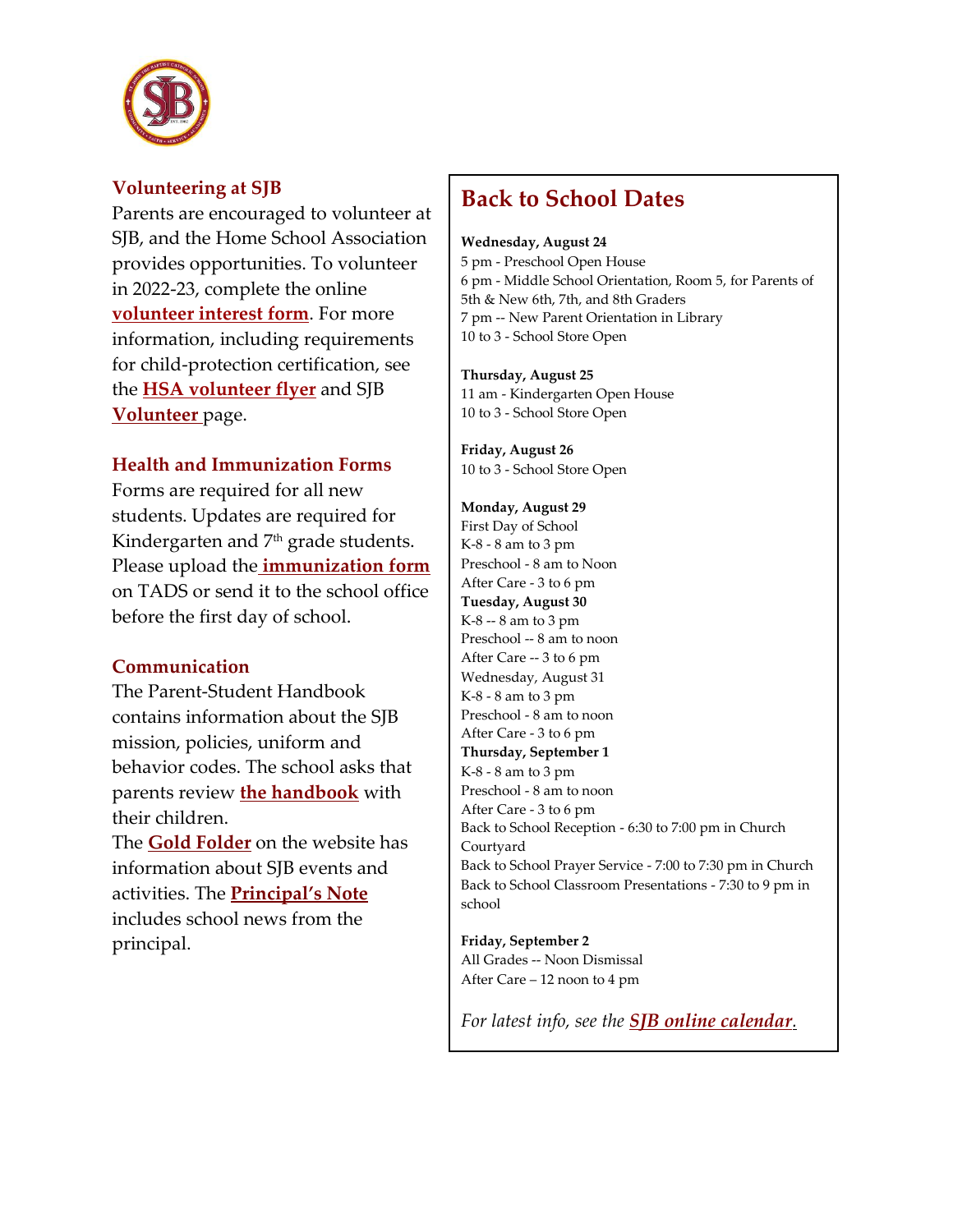### Volunteering at SJB

Parents are encouraged to volunteer at SJB, and the Home School Association provides opportunities. To volunteer in 2022-23, complete the online **volunteer interest form**. For more information, including requirements for child-protection certification, see the **HSA volunteer flyer** and SJB **Volunteer** page.

### Health and Immunization Forms

Forms are required for all new students. Updates are required for Kindergarten and 7th grade students. Please upload the **immunization form** on TADS or send it to the school office before the first day of school.

### Communication

The Parent-Student Handbook contains information about the SJB mission, policies, uniform and behavior codes. The school asks that parents review **the handbook** with their children.

The **Gold Folder** on the website has information about SJB events and activities. The **Principal's Note** includes school news from the principal.

## Back to School Dates

**Wednesday, August 24**
5 pm - Preschool Open House
6 pm - Middle School Orientation, Room 5, for Parents of 5th & New 6th, 7th, and 8th Graders
7 pm -- New Parent Orientation in Library
10 to 3 - School Store Open

**Thursday, August 25**
11 am - Kindergarten Open House
10 to 3 - School Store Open

**Friday, August 26**
10 to 3 - School Store Open

**Monday, August 29**
First Day of School
K-8 - 8 am to 3 pm
Preschool - 8 am to Noon
After Care - 3 to 6 pm
**Tuesday, August 30**
K-8 -- 8 am to 3 pm
Preschool -- 8 am to noon
After Care -- 3 to 6 pm
Wednesday, August 31
K-8 - 8 am to 3 pm
Preschool - 8 am to noon
After Care - 3 to 6 pm
**Thursday, September 1**
K-8 - 8 am to 3 pm
Preschool - 8 am to noon
After Care - 3 to 6 pm
Back to School Reception - 6:30 to 7:00 pm in Church Courtyard
Back to School Prayer Service - 7:00 to 7:30 pm in Church
Back to School Classroom Presentations - 7:30 to 9 pm in school

**Friday, September 2**
All Grades -- Noon Dismissal
After Care – 12 noon to 4 pm

*For latest info, see the* ***SJB online calendar****.*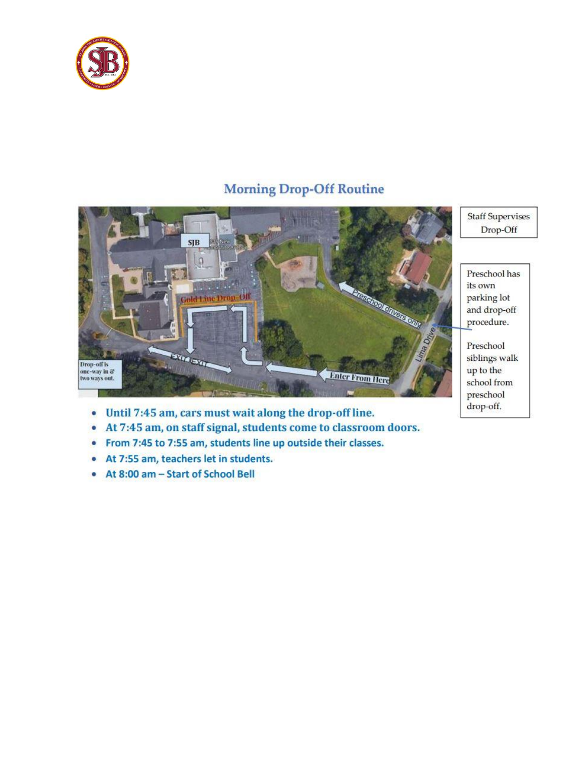## Morning Drop-Off Routine

Staff Supervises Drop-Off

Preschool has its own parking lot and drop-off procedure.

Preschool siblings walk up to the school from preschool drop-off.

Drop-off is one-way in & two ways out.

- Until 7:45 am, cars must wait along the drop-off line.
- At 7:45 am, on staff signal, students come to classroom doors.
- From 7:45 to 7:55 am, students line up outside their classes.
- At 7:55 am, teachers let in students.
- At 8:00 am – Start of School Bell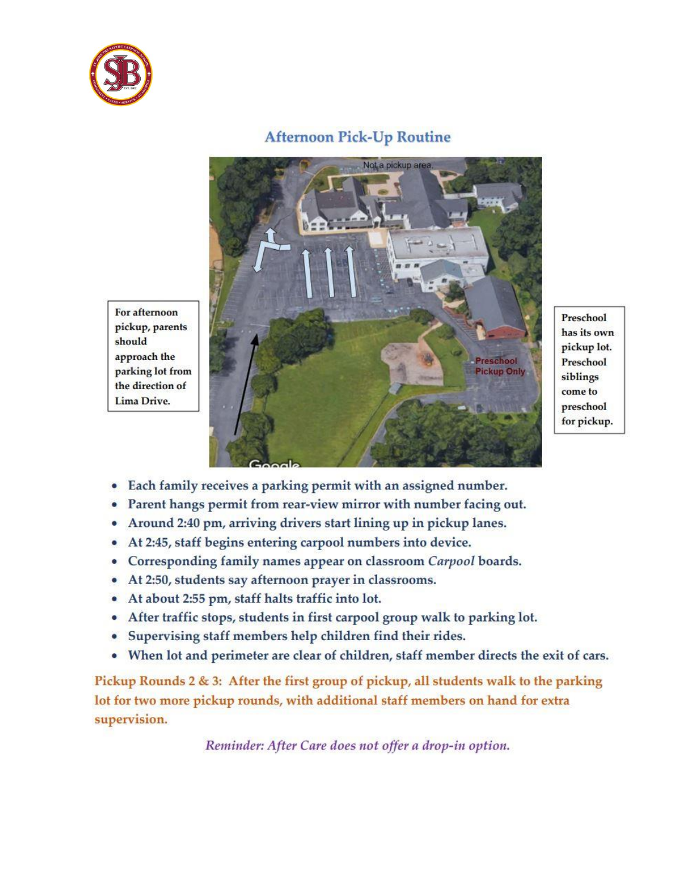## Afternoon Pick-Up Routine

For afternoon pickup, parents should approach the parking lot from the direction of Lima Drive.

Not a pickup area.

Preschool Pickup Only

Preschool has its own pickup lot. Preschool siblings come to preschool for pickup.

- Each family receives a parking permit with an assigned number.
- Parent hangs permit from rear-view mirror with number facing out.
- Around 2:40 pm, arriving drivers start lining up in pickup lanes.
- At 2:45, staff begins entering carpool numbers into device.
- Corresponding family names appear on classroom *Carpool* boards.
- At 2:50, students say afternoon prayer in classrooms.
- At about 2:55 pm, staff halts traffic into lot.
- After traffic stops, students in first carpool group walk to parking lot.
- Supervising staff members help children find their rides.
- When lot and perimeter are clear of children, staff member directs the exit of cars.

**Pickup Rounds 2 & 3:** After the first group of pickup, all students walk to the parking lot for two more pickup rounds, with additional staff members on hand for extra supervision.

*Reminder: After Care does not offer a drop-in option.*